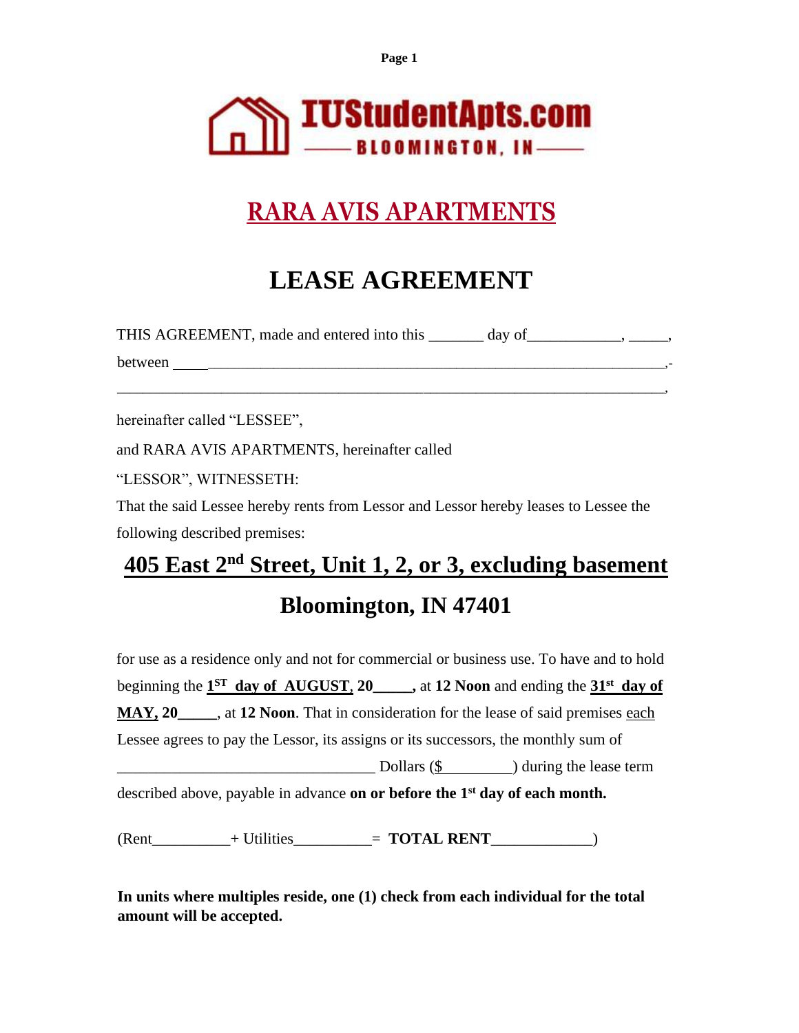IUStudentApts.com
BLOOMINGTON, IN

# RARA AVIS APARTMENTS

# LEASE AGREEMENT

THIS AGREEMENT, made and entered into this _______ day of____________, _____,

between _______________________________________________________________,-

________________________________________________________________________,

hereinafter called "LESSEE",

and RARA AVIS APARTMENTS, hereinafter called

"LESSOR", WITNESSETH:

That the said Lessee hereby rents from Lessor and Lessor hereby leases to Lessee the following described premises:

## 405 East 2nd Street, Unit 1, 2, or 3, excluding basement

## Bloomington, IN 47401

for use as a residence only and not for commercial or business use. To have and to hold beginning the **1ST day of AUGUST, 20_____,** at **12 Noon** and ending the **31st day of MAY, 20_____**, at **12 Noon**. That in consideration for the lease of said premises each Lessee agrees to pay the Lessor, its assigns or its successors, the monthly sum of _________________________________ Dollars ($_________) during the lease term described above, payable in advance **on or before the 1st day of each month.**

(Rent__________+ Utilities__________= **TOTAL RENT**____________)

**In units where multiples reside, one (1) check from each individual for the total amount will be accepted.**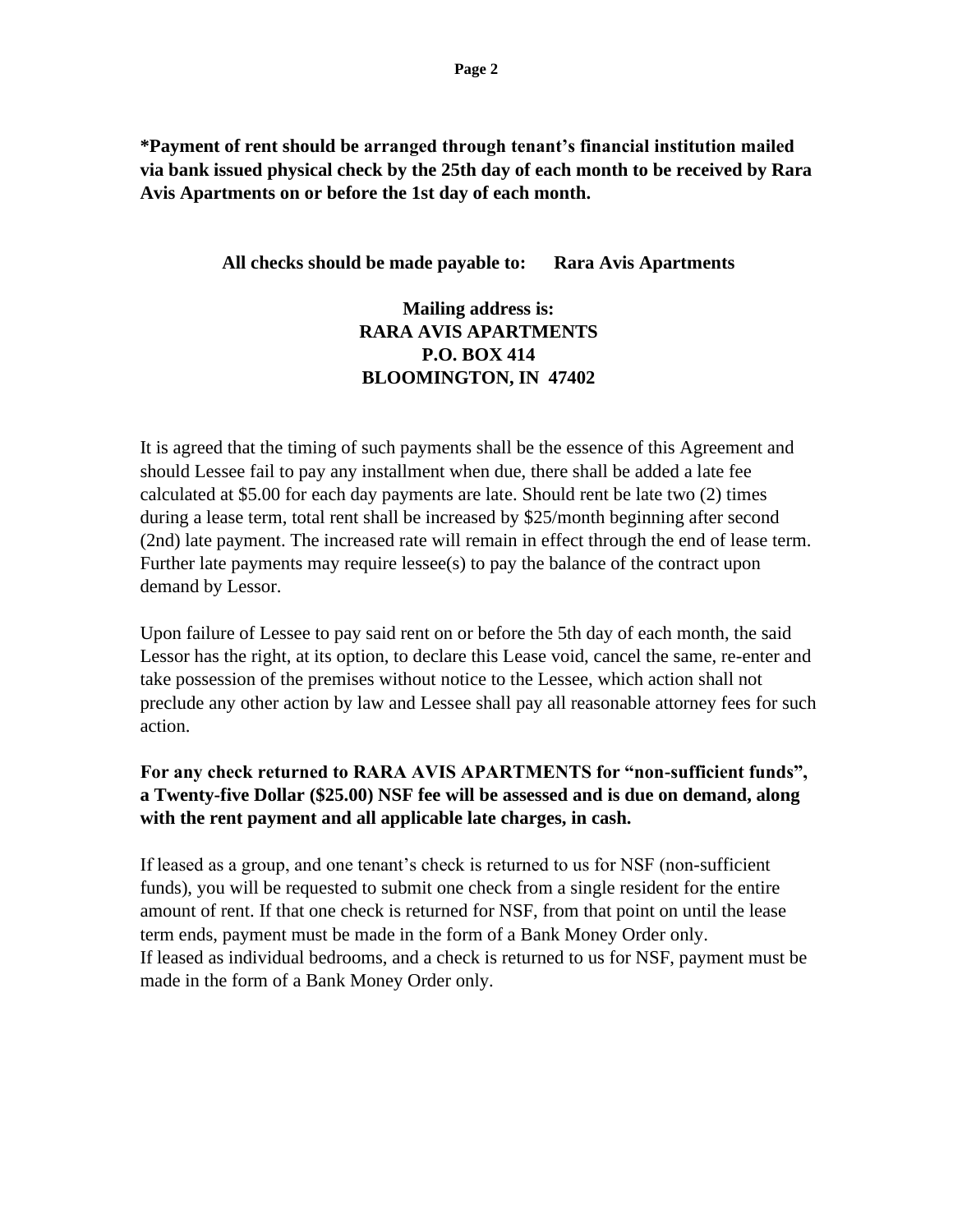**\*Payment of rent should be arranged through tenant's financial institution mailed via bank issued physical check by the 25th day of each month to be received by Rara Avis Apartments on or before the 1st day of each month.**

**All checks should be made payable to: Rara Avis Apartments**

**Mailing address is:**
**RARA AVIS APARTMENTS**
**P.O. BOX 414**
**BLOOMINGTON, IN 47402**

It is agreed that the timing of such payments shall be the essence of this Agreement and should Lessee fail to pay any installment when due, there shall be added a late fee calculated at $5.00 for each day payments are late. Should rent be late two (2) times during a lease term, total rent shall be increased by $25/month beginning after second (2nd) late payment. The increased rate will remain in effect through the end of lease term. Further late payments may require lessee(s) to pay the balance of the contract upon demand by Lessor.

Upon failure of Lessee to pay said rent on or before the 5th day of each month, the said Lessor has the right, at its option, to declare this Lease void, cancel the same, re-enter and take possession of the premises without notice to the Lessee, which action shall not preclude any other action by law and Lessee shall pay all reasonable attorney fees for such action.

**For any check returned to RARA AVIS APARTMENTS for "non-sufficient funds", a Twenty-five Dollar ($25.00) NSF fee will be assessed and is due on demand, along with the rent payment and all applicable late charges, in cash.**

If leased as a group, and one tenant's check is returned to us for NSF (non-sufficient funds), you will be requested to submit one check from a single resident for the entire amount of rent. If that one check is returned for NSF, from that point on until the lease term ends, payment must be made in the form of a Bank Money Order only.
If leased as individual bedrooms, and a check is returned to us for NSF, payment must be made in the form of a Bank Money Order only.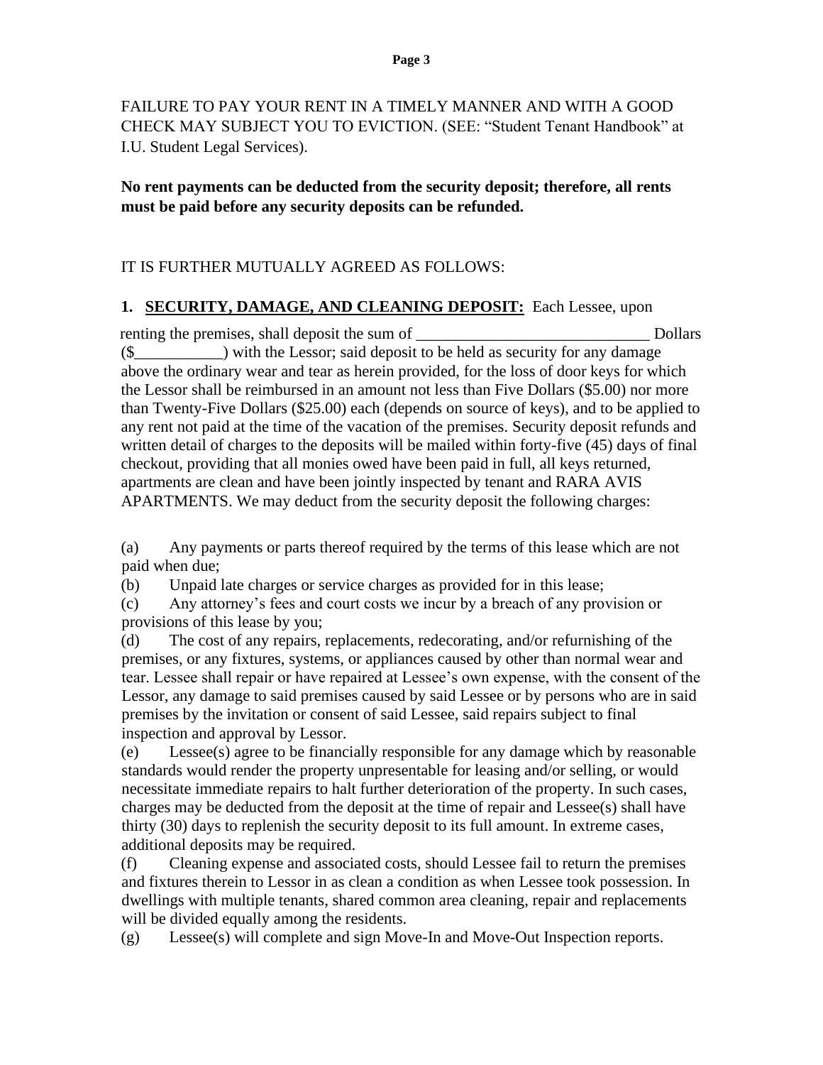FAILURE TO PAY YOUR RENT IN A TIMELY MANNER AND WITH A GOOD CHECK MAY SUBJECT YOU TO EVICTION. (SEE: "Student Tenant Handbook" at I.U. Student Legal Services).

**No rent payments can be deducted from the security deposit; therefore, all rents must be paid before any security deposits can be refunded.**

IT IS FURTHER MUTUALLY AGREED AS FOLLOWS:

**1. SECURITY, DAMAGE, AND CLEANING DEPOSIT:** Each Lessee, upon renting the premises, shall deposit the sum of _____________________________ Dollars ($___________) with the Lessor; said deposit to be held as security for any damage above the ordinary wear and tear as herein provided, for the loss of door keys for which the Lessor shall be reimbursed in an amount not less than Five Dollars ($5.00) nor more than Twenty-Five Dollars ($25.00) each (depends on source of keys), and to be applied to any rent not paid at the time of the vacation of the premises. Security deposit refunds and written detail of charges to the deposits will be mailed within forty-five (45) days of final checkout, providing that all monies owed have been paid in full, all keys returned, apartments are clean and have been jointly inspected by tenant and RARA AVIS APARTMENTS. We may deduct from the security deposit the following charges:

(a) Any payments or parts thereof required by the terms of this lease which are not paid when due;

(b) Unpaid late charges or service charges as provided for in this lease;

(c) Any attorney's fees and court costs we incur by a breach of any provision or provisions of this lease by you;

(d) The cost of any repairs, replacements, redecorating, and/or refurnishing of the premises, or any fixtures, systems, or appliances caused by other than normal wear and tear. Lessee shall repair or have repaired at Lessee's own expense, with the consent of the Lessor, any damage to said premises caused by said Lessee or by persons who are in said premises by the invitation or consent of said Lessee, said repairs subject to final inspection and approval by Lessor.

(e) Lessee(s) agree to be financially responsible for any damage which by reasonable standards would render the property unpresentable for leasing and/or selling, or would necessitate immediate repairs to halt further deterioration of the property. In such cases, charges may be deducted from the deposit at the time of repair and Lessee(s) shall have thirty (30) days to replenish the security deposit to its full amount. In extreme cases, additional deposits may be required.

(f) Cleaning expense and associated costs, should Lessee fail to return the premises and fixtures therein to Lessor in as clean a condition as when Lessee took possession. In dwellings with multiple tenants, shared common area cleaning, repair and replacements will be divided equally among the residents.

(g) Lessee(s) will complete and sign Move-In and Move-Out Inspection reports.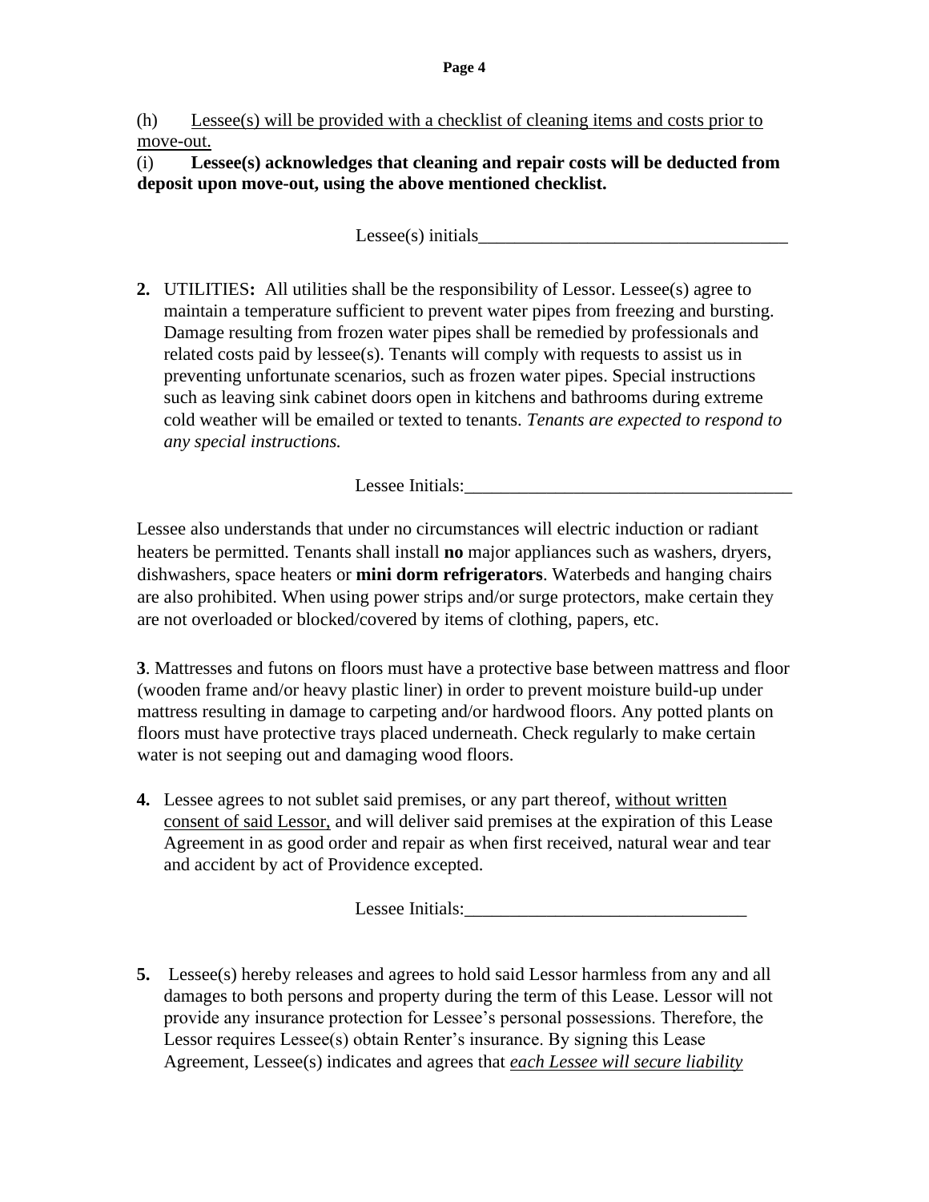(h) <u>Lessee(s) will be provided with a checklist of cleaning items and costs prior to move-out.</u>

(i) **Lessee(s) acknowledges that cleaning and repair costs will be deducted from deposit upon move-out, using the above mentioned checklist.**

Lessee(s) initials___________________________________

**2.** UTILITIES**:** All utilities shall be the responsibility of Lessor. Lessee(s) agree to maintain a temperature sufficient to prevent water pipes from freezing and bursting. Damage resulting from frozen water pipes shall be remedied by professionals and related costs paid by lessee(s). Tenants will comply with requests to assist us in preventing unfortunate scenarios, such as frozen water pipes. Special instructions such as leaving sink cabinet doors open in kitchens and bathrooms during extreme cold weather will be emailed or texted to tenants. *Tenants are expected to respond to any special instructions.*

Lessee Initials:____________________________________

Lessee also understands that under no circumstances will electric induction or radiant heaters be permitted. Tenants shall install **no** major appliances such as washers, dryers, dishwashers, space heaters or **mini dorm refrigerators**. Waterbeds and hanging chairs are also prohibited. When using power strips and/or surge protectors, make certain they are not overloaded or blocked/covered by items of clothing, papers, etc.

**3**. Mattresses and futons on floors must have a protective base between mattress and floor (wooden frame and/or heavy plastic liner) in order to prevent moisture build-up under mattress resulting in damage to carpeting and/or hardwood floors. Any potted plants on floors must have protective trays placed underneath. Check regularly to make certain water is not seeping out and damaging wood floors.

**4.** Lessee agrees to not sublet said premises, or any part thereof, <u>without written consent of said Lessor,</u> and will deliver said premises at the expiration of this Lease Agreement in as good order and repair as when first received, natural wear and tear and accident by act of Providence excepted.

Lessee Initials:_______________________________

**5.** Lessee(s) hereby releases and agrees to hold said Lessor harmless from any and all damages to both persons and property during the term of this Lease. Lessor will not provide any insurance protection for Lessee's personal possessions. Therefore, the Lessor requires Lessee(s) obtain Renter's insurance. By signing this Lease Agreement, Lessee(s) indicates and agrees that <u>*each Lessee will secure liability*</u>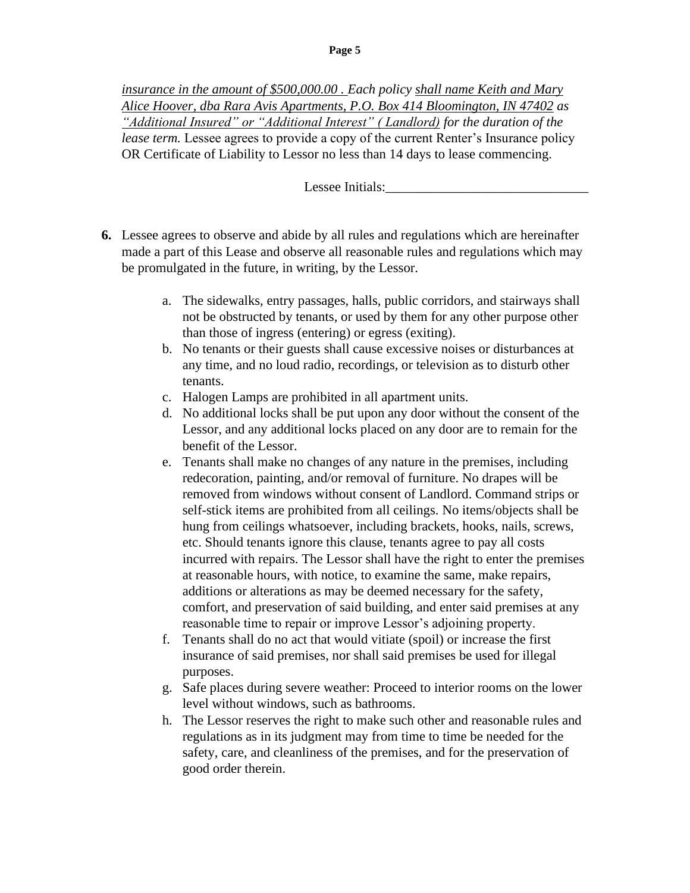*insurance in the amount of $500,000.00 . Each policy shall name Keith and Mary Alice Hoover, dba Rara Avis Apartments, P.O. Box 414 Bloomington, IN 47402 as "Additional Insured" or "Additional Interest" ( Landlord) for the duration of the lease term.* Lessee agrees to provide a copy of the current Renter's Insurance policy OR Certificate of Liability to Lessor no less than 14 days to lease commencing.

Lessee Initials:______________________________

**6.** Lessee agrees to observe and abide by all rules and regulations which are hereinafter made a part of this Lease and observe all reasonable rules and regulations which may be promulgated in the future, in writing, by the Lessor.

a. The sidewalks, entry passages, halls, public corridors, and stairways shall not be obstructed by tenants, or used by them for any other purpose other than those of ingress (entering) or egress (exiting).

b. No tenants or their guests shall cause excessive noises or disturbances at any time, and no loud radio, recordings, or television as to disturb other tenants.

c. Halogen Lamps are prohibited in all apartment units.

d. No additional locks shall be put upon any door without the consent of the Lessor, and any additional locks placed on any door are to remain for the benefit of the Lessor.

e. Tenants shall make no changes of any nature in the premises, including redecoration, painting, and/or removal of furniture. No drapes will be removed from windows without consent of Landlord. Command strips or self-stick items are prohibited from all ceilings. No items/objects shall be hung from ceilings whatsoever, including brackets, hooks, nails, screws, etc. Should tenants ignore this clause, tenants agree to pay all costs incurred with repairs. The Lessor shall have the right to enter the premises at reasonable hours, with notice, to examine the same, make repairs, additions or alterations as may be deemed necessary for the safety, comfort, and preservation of said building, and enter said premises at any reasonable time to repair or improve Lessor's adjoining property.

f. Tenants shall do no act that would vitiate (spoil) or increase the first insurance of said premises, nor shall said premises be used for illegal purposes.

g. Safe places during severe weather: Proceed to interior rooms on the lower level without windows, such as bathrooms.

h. The Lessor reserves the right to make such other and reasonable rules and regulations as in its judgment may from time to time be needed for the safety, care, and cleanliness of the premises, and for the preservation of good order therein.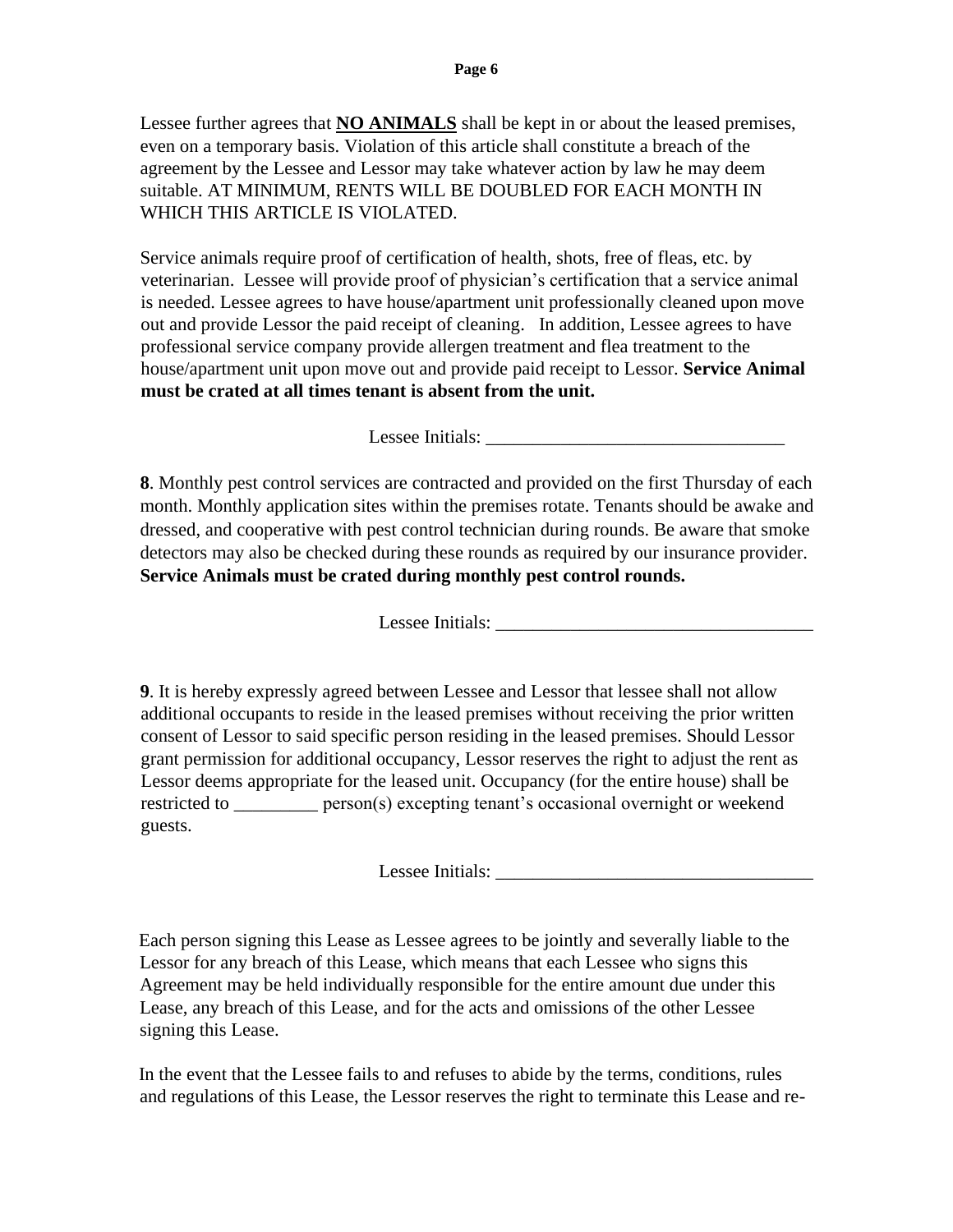Lessee further agrees that **NO ANIMALS** shall be kept in or about the leased premises, even on a temporary basis. Violation of this article shall constitute a breach of the agreement by the Lessee and Lessor may take whatever action by law he may deem suitable. AT MINIMUM, RENTS WILL BE DOUBLED FOR EACH MONTH IN WHICH THIS ARTICLE IS VIOLATED.

Service animals require proof of certification of health, shots, free of fleas, etc. by veterinarian. Lessee will provide proof of physician's certification that a service animal is needed. Lessee agrees to have house/apartment unit professionally cleaned upon move out and provide Lessor the paid receipt of cleaning. In addition, Lessee agrees to have professional service company provide allergen treatment and flea treatment to the house/apartment unit upon move out and provide paid receipt to Lessor. **Service Animal must be crated at all times tenant is absent from the unit.**

Lessee Initials: ________________________________

**8**. Monthly pest control services are contracted and provided on the first Thursday of each month. Monthly application sites within the premises rotate. Tenants should be awake and dressed, and cooperative with pest control technician during rounds. Be aware that smoke detectors may also be checked during these rounds as required by our insurance provider. **Service Animals must be crated during monthly pest control rounds.**

Lessee Initials: __________________________________

**9**. It is hereby expressly agreed between Lessee and Lessor that lessee shall not allow additional occupants to reside in the leased premises without receiving the prior written consent of Lessor to said specific person residing in the leased premises. Should Lessor grant permission for additional occupancy, Lessor reserves the right to adjust the rent as Lessor deems appropriate for the leased unit. Occupancy (for the entire house) shall be restricted to _________ person(s) excepting tenant's occasional overnight or weekend guests.

Lessee Initials: __________________________________

Each person signing this Lease as Lessee agrees to be jointly and severally liable to the Lessor for any breach of this Lease, which means that each Lessee who signs this Agreement may be held individually responsible for the entire amount due under this Lease, any breach of this Lease, and for the acts and omissions of the other Lessee signing this Lease.

In the event that the Lessee fails to and refuses to abide by the terms, conditions, rules and regulations of this Lease, the Lessor reserves the right to terminate this Lease and re-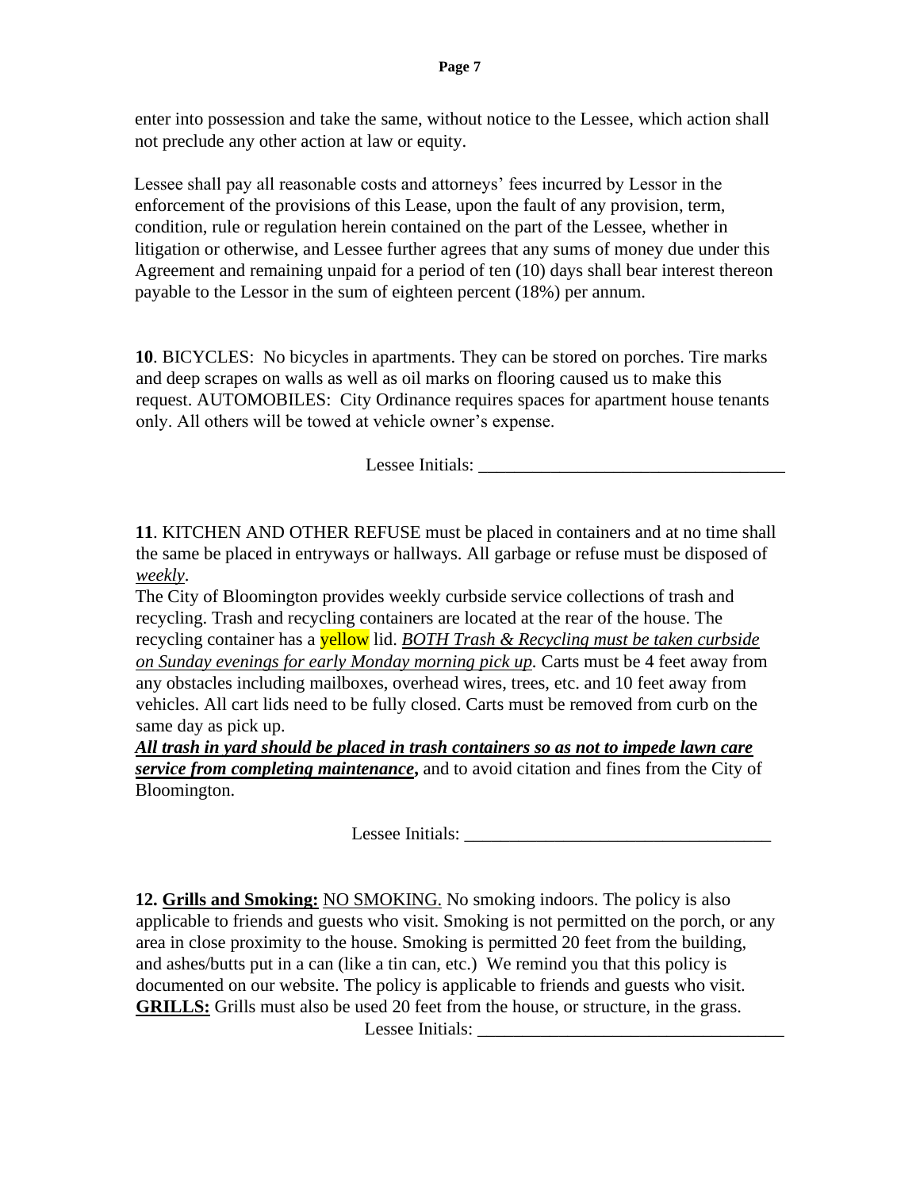enter into possession and take the same, without notice to the Lessee, which action shall not preclude any other action at law or equity.

Lessee shall pay all reasonable costs and attorneys' fees incurred by Lessor in the enforcement of the provisions of this Lease, upon the fault of any provision, term, condition, rule or regulation herein contained on the part of the Lessee, whether in litigation or otherwise, and Lessee further agrees that any sums of money due under this Agreement and remaining unpaid for a period of ten (10) days shall bear interest thereon payable to the Lessor in the sum of eighteen percent (18%) per annum.

**10**. BICYCLES: No bicycles in apartments. They can be stored on porches. Tire marks and deep scrapes on walls as well as oil marks on flooring caused us to make this request. AUTOMOBILES: City Ordinance requires spaces for apartment house tenants only. All others will be towed at vehicle owner's expense.

Lessee Initials: ___________________________________

**11**. KITCHEN AND OTHER REFUSE must be placed in containers and at no time shall the same be placed in entryways or hallways. All garbage or refuse must be disposed of *weekly*.

The City of Bloomington provides weekly curbside service collections of trash and recycling. Trash and recycling containers are located at the rear of the house. The recycling container has a yellow lid. *BOTH Trash & Recycling must be taken curbside on Sunday evenings for early Monday morning pick up.* Carts must be 4 feet away from any obstacles including mailboxes, overhead wires, trees, etc. and 10 feet away from vehicles. All cart lids need to be fully closed. Carts must be removed from curb on the same day as pick up.

***All trash in yard should be placed in trash containers so as not to impede lawn care service from completing maintenance*,** and to avoid citation and fines from the City of Bloomington.

Lessee Initials: ___________________________________

**12. Grills and Smoking:** NO SMOKING. No smoking indoors. The policy is also applicable to friends and guests who visit. Smoking is not permitted on the porch, or any area in close proximity to the house. Smoking is permitted 20 feet from the building, and ashes/butts put in a can (like a tin can, etc.) We remind you that this policy is documented on our website. The policy is applicable to friends and guests who visit. **GRILLS:** Grills must also be used 20 feet from the house, or structure, in the grass.

Lessee Initials: ___________________________________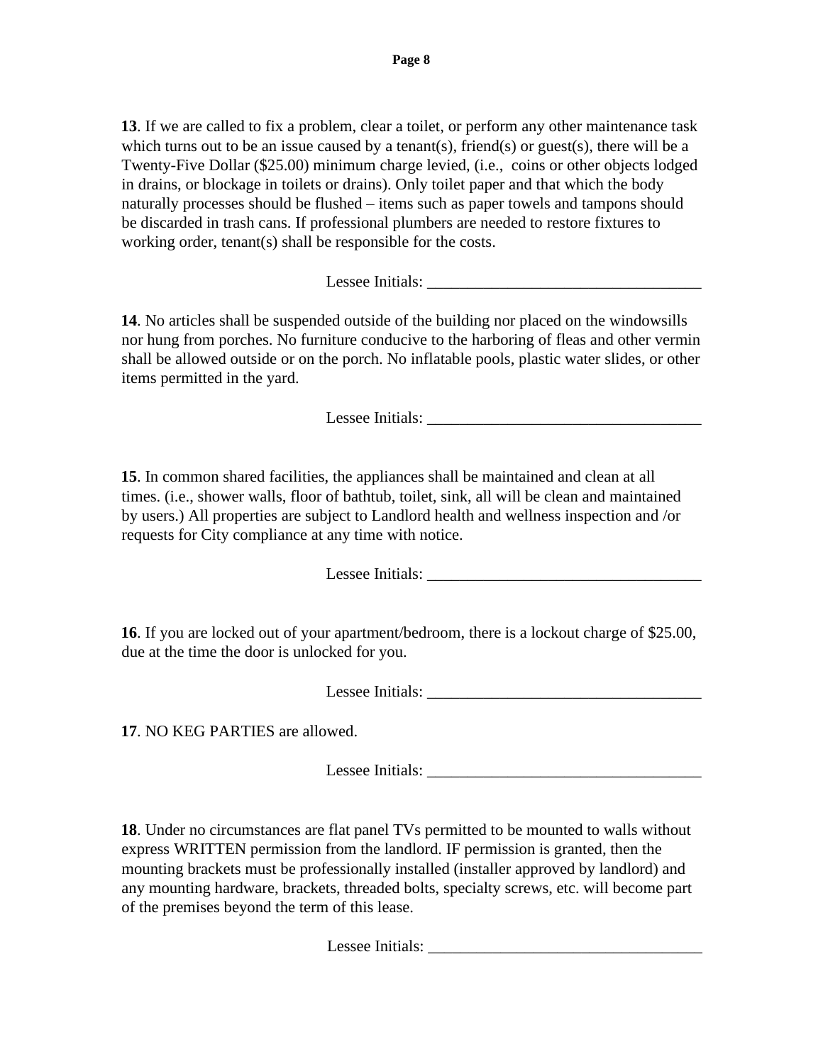**13**. If we are called to fix a problem, clear a toilet, or perform any other maintenance task which turns out to be an issue caused by a tenant(s), friend(s) or guest(s), there will be a Twenty-Five Dollar ($25.00) minimum charge levied, (i.e., coins or other objects lodged in drains, or blockage in toilets or drains). Only toilet paper and that which the body naturally processes should be flushed – items such as paper towels and tampons should be discarded in trash cans. If professional plumbers are needed to restore fixtures to working order, tenant(s) shall be responsible for the costs.

Lessee Initials: ___________________________________

**14**. No articles shall be suspended outside of the building nor placed on the windowsills nor hung from porches. No furniture conducive to the harboring of fleas and other vermin shall be allowed outside or on the porch. No inflatable pools, plastic water slides, or other items permitted in the yard.

Lessee Initials: ___________________________________

**15**. In common shared facilities, the appliances shall be maintained and clean at all times. (i.e., shower walls, floor of bathtub, toilet, sink, all will be clean and maintained by users.) All properties are subject to Landlord health and wellness inspection and /or requests for City compliance at any time with notice.

Lessee Initials: ___________________________________

**16**. If you are locked out of your apartment/bedroom, there is a lockout charge of $25.00, due at the time the door is unlocked for you.

Lessee Initials: ___________________________________

**17**. NO KEG PARTIES are allowed.

Lessee Initials: ___________________________________

**18**. Under no circumstances are flat panel TVs permitted to be mounted to walls without express WRITTEN permission from the landlord. IF permission is granted, then the mounting brackets must be professionally installed (installer approved by landlord) and any mounting hardware, brackets, threaded bolts, specialty screws, etc. will become part of the premises beyond the term of this lease.

Lessee Initials: ___________________________________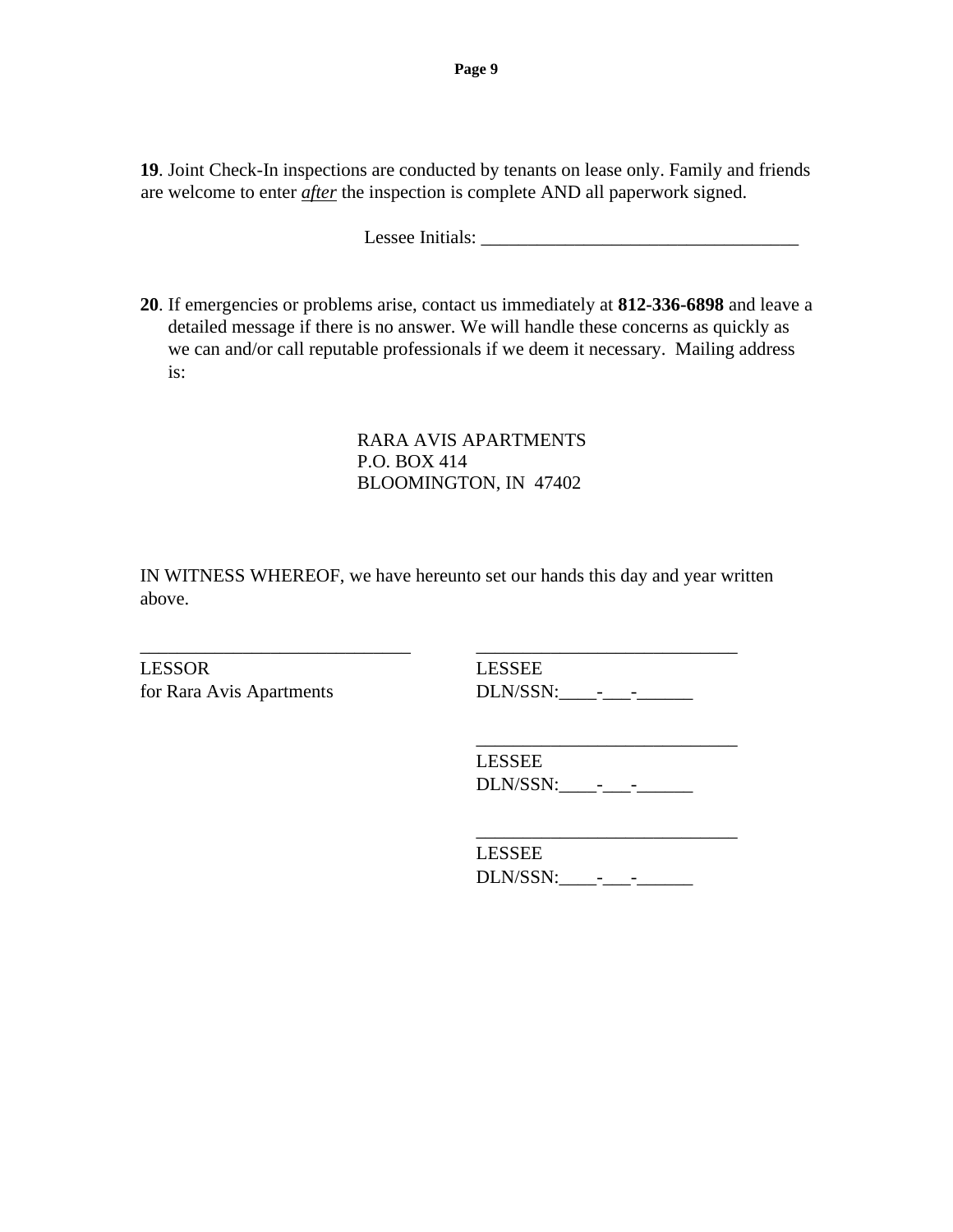**19**. Joint Check-In inspections are conducted by tenants on lease only. Family and friends are welcome to enter ***after*** the inspection is complete AND all paperwork signed.

Lessee Initials: ___________________________________

**20**. If emergencies or problems arise, contact us immediately at **812-336-6898** and leave a detailed message if there is no answer. We will handle these concerns as quickly as we can and/or call reputable professionals if we deem it necessary. Mailing address is:

RARA AVIS APARTMENTS
P.O. BOX 414
BLOOMINGTON, IN 47402

IN WITNESS WHEREOF, we have hereunto set our hands this day and year written above.

_____________________________
LESSOR
for Rara Avis Apartments

_____________________________
LESSEE
DLN/SSN:____-___-______

_____________________________
LESSEE
DLN/SSN:____-___-______

_____________________________
LESSEE
DLN/SSN:____-___-______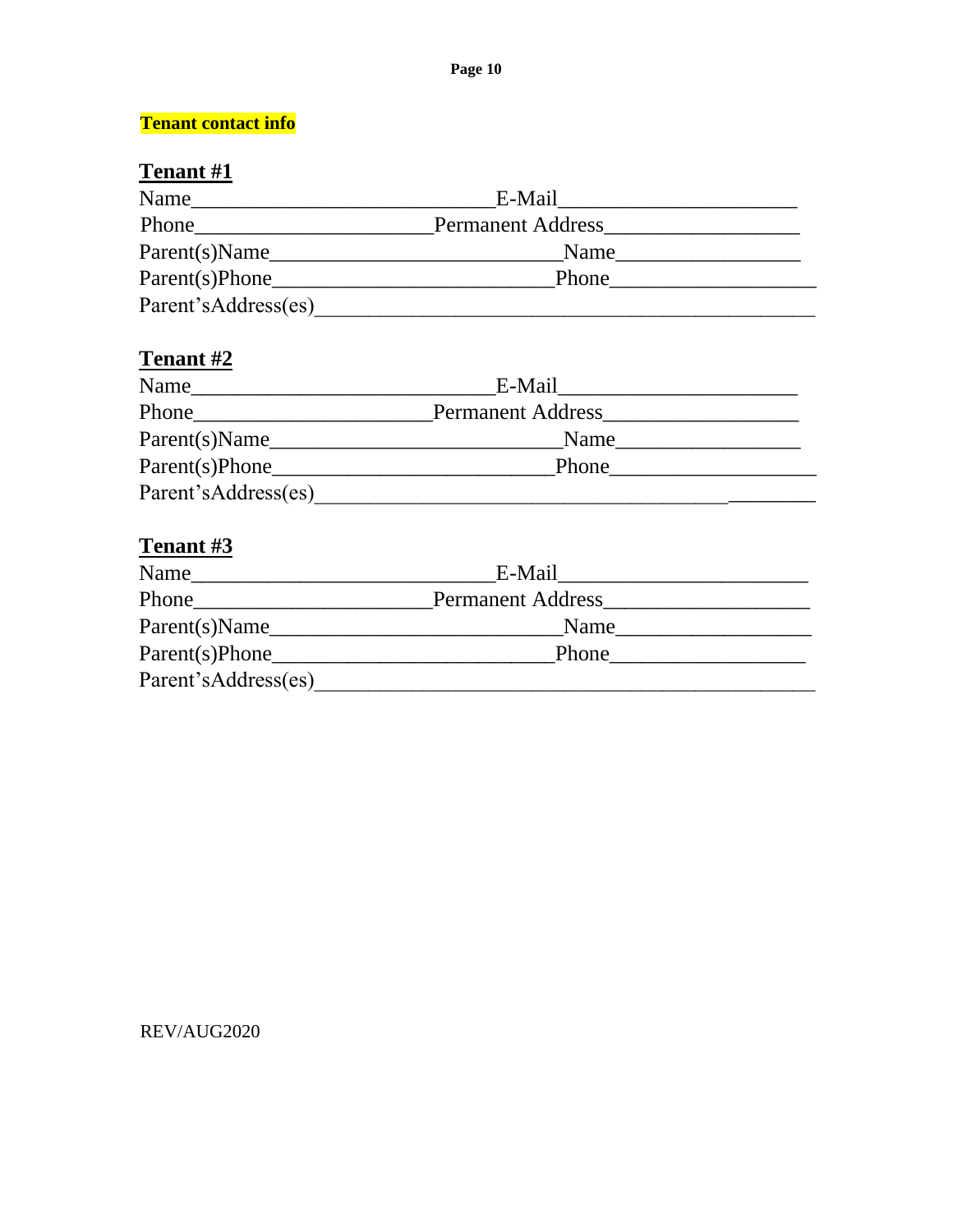**Tenant contact info**

**Tenant #1**

Name____________________________E-Mail______________________

Phone______________________Permanent Address_________________

Parent(s)Name___________________________Name_________________

Parent(s)Phone__________________________Phone___________________

Parent'sAddress(es)______________________________________________

**Tenant #2**

Name____________________________E-Mail______________________

Phone______________________Permanent Address_________________

Parent(s)Name___________________________Name_________________

Parent(s)Phone__________________________Phone___________________

Parent'sAddress(es)______________________________________________

**Tenant #3**

Name____________________________E-Mail_______________________

Phone______________________Permanent Address__________________

Parent(s)Name___________________________Name__________________

Parent(s)Phone__________________________Phone_________________

Parent'sAddress(es)______________________________________________

REV/AUG2020